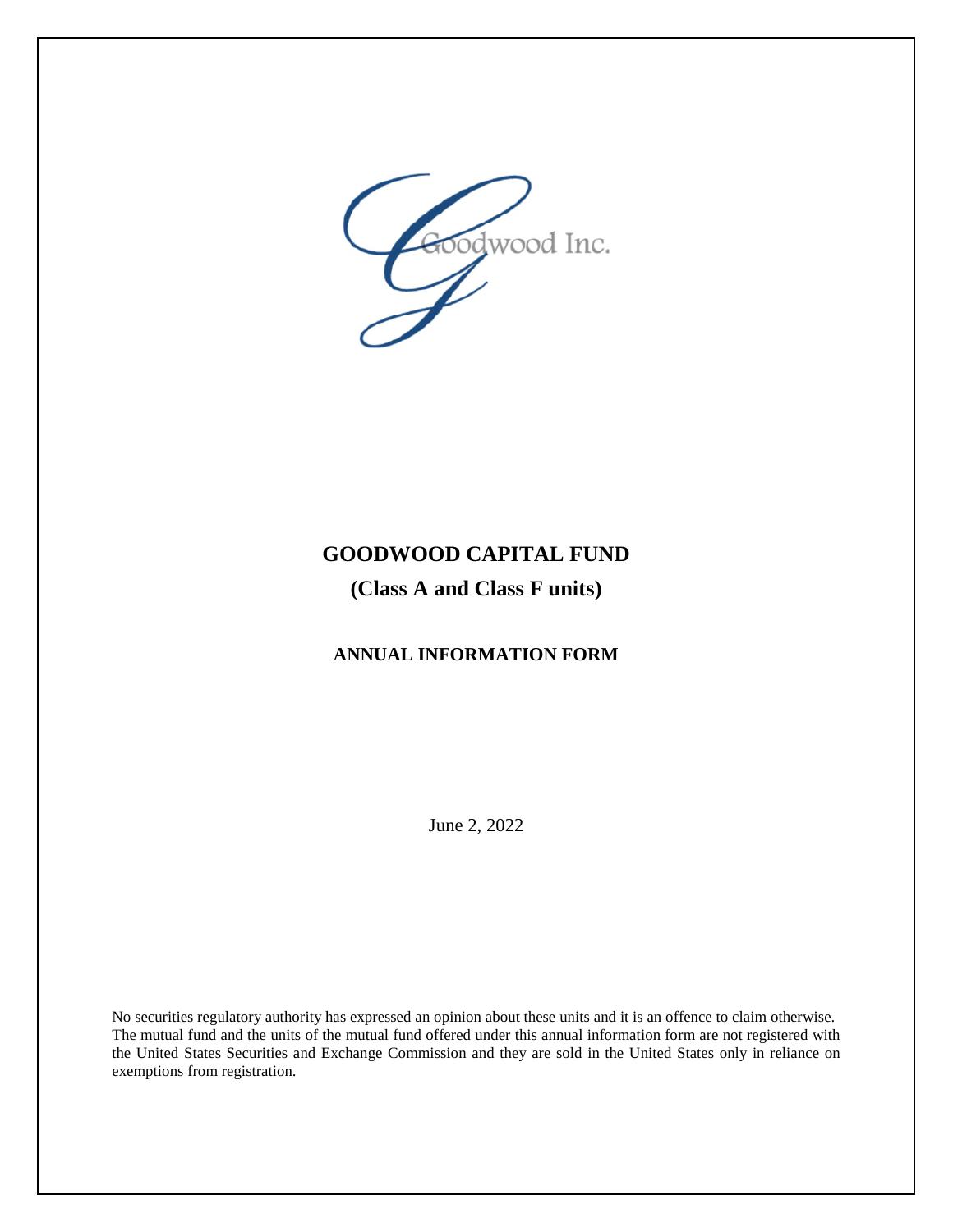Goodwood Inc.

# GOODWOOD CAPITAL FUND

## (Class A and Class F units)

### ANNUAL INFORMATION FORM

June 2, 2022

No securities regulatory authority has expressed an opinion about these units and it is an offence to claim otherwise. The mutual fund and the units of the mutual fund offered under this annual information form are not registered with the United States Securities and Exchange Commission and they are sold in the United States only in reliance on exemptions from registration.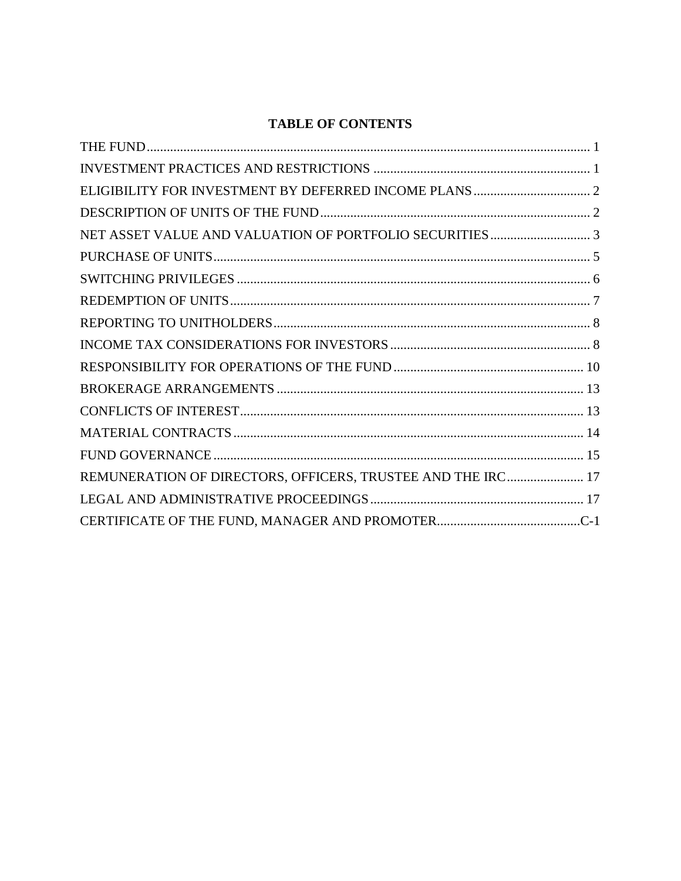# TABLE OF CONTENTS

| | |
|---|---|
| THE FUND | 1 |
| INVESTMENT PRACTICES AND RESTRICTIONS | 1 |
| ELIGIBILITY FOR INVESTMENT BY DEFERRED INCOME PLANS | 2 |
| DESCRIPTION OF UNITS OF THE FUND | 2 |
| NET ASSET VALUE AND VALUATION OF PORTFOLIO SECURITIES | 3 |
| PURCHASE OF UNITS | 5 |
| SWITCHING PRIVILEGES | 6 |
| REDEMPTION OF UNITS | 7 |
| REPORTING TO UNITHOLDERS | 8 |
| INCOME TAX CONSIDERATIONS FOR INVESTORS | 8 |
| RESPONSIBILITY FOR OPERATIONS OF THE FUND | 10 |
| BROKERAGE ARRANGEMENTS | 13 |
| CONFLICTS OF INTEREST | 13 |
| MATERIAL CONTRACTS | 14 |
| FUND GOVERNANCE | 15 |
| REMUNERATION OF DIRECTORS, OFFICERS, TRUSTEE AND THE IRC | 17 |
| LEGAL AND ADMINISTRATIVE PROCEEDINGS | 17 |
| CERTIFICATE OF THE FUND, MANAGER AND PROMOTER | C-1 |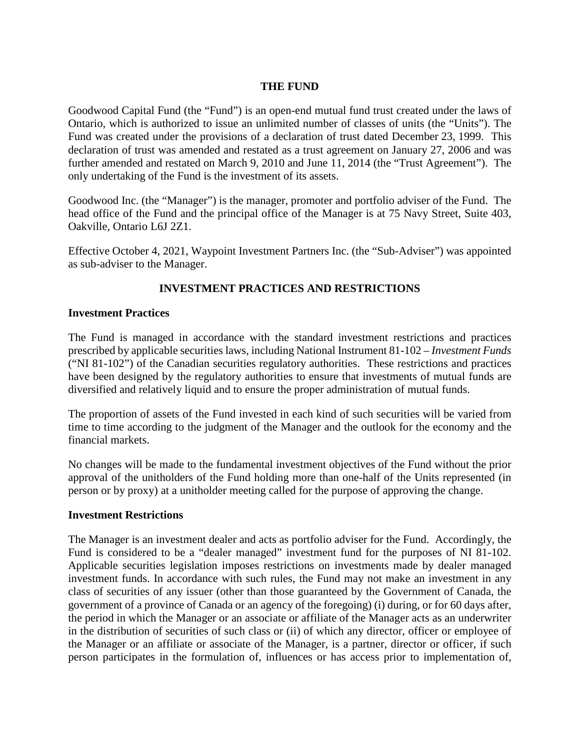## THE FUND

Goodwood Capital Fund (the "Fund") is an open-end mutual fund trust created under the laws of Ontario, which is authorized to issue an unlimited number of classes of units (the "Units"). The Fund was created under the provisions of a declaration of trust dated December 23, 1999. This declaration of trust was amended and restated as a trust agreement on January 27, 2006 and was further amended and restated on March 9, 2010 and June 11, 2014 (the "Trust Agreement"). The only undertaking of the Fund is the investment of its assets.

Goodwood Inc. (the "Manager") is the manager, promoter and portfolio adviser of the Fund. The head office of the Fund and the principal office of the Manager is at 75 Navy Street, Suite 403, Oakville, Ontario L6J 2Z1.

Effective October 4, 2021, Waypoint Investment Partners Inc. (the "Sub-Adviser") was appointed as sub-adviser to the Manager.

## INVESTMENT PRACTICES AND RESTRICTIONS

### Investment Practices

The Fund is managed in accordance with the standard investment restrictions and practices prescribed by applicable securities laws, including National Instrument 81-102 – *Investment Funds* ("NI 81-102") of the Canadian securities regulatory authorities. These restrictions and practices have been designed by the regulatory authorities to ensure that investments of mutual funds are diversified and relatively liquid and to ensure the proper administration of mutual funds.

The proportion of assets of the Fund invested in each kind of such securities will be varied from time to time according to the judgment of the Manager and the outlook for the economy and the financial markets.

No changes will be made to the fundamental investment objectives of the Fund without the prior approval of the unitholders of the Fund holding more than one-half of the Units represented (in person or by proxy) at a unitholder meeting called for the purpose of approving the change.

### Investment Restrictions

The Manager is an investment dealer and acts as portfolio adviser for the Fund. Accordingly, the Fund is considered to be a "dealer managed" investment fund for the purposes of NI 81-102. Applicable securities legislation imposes restrictions on investments made by dealer managed investment funds. In accordance with such rules, the Fund may not make an investment in any class of securities of any issuer (other than those guaranteed by the Government of Canada, the government of a province of Canada or an agency of the foregoing) (i) during, or for 60 days after, the period in which the Manager or an associate or affiliate of the Manager acts as an underwriter in the distribution of securities of such class or (ii) of which any director, officer or employee of the Manager or an affiliate or associate of the Manager, is a partner, director or officer, if such person participates in the formulation of, influences or has access prior to implementation of,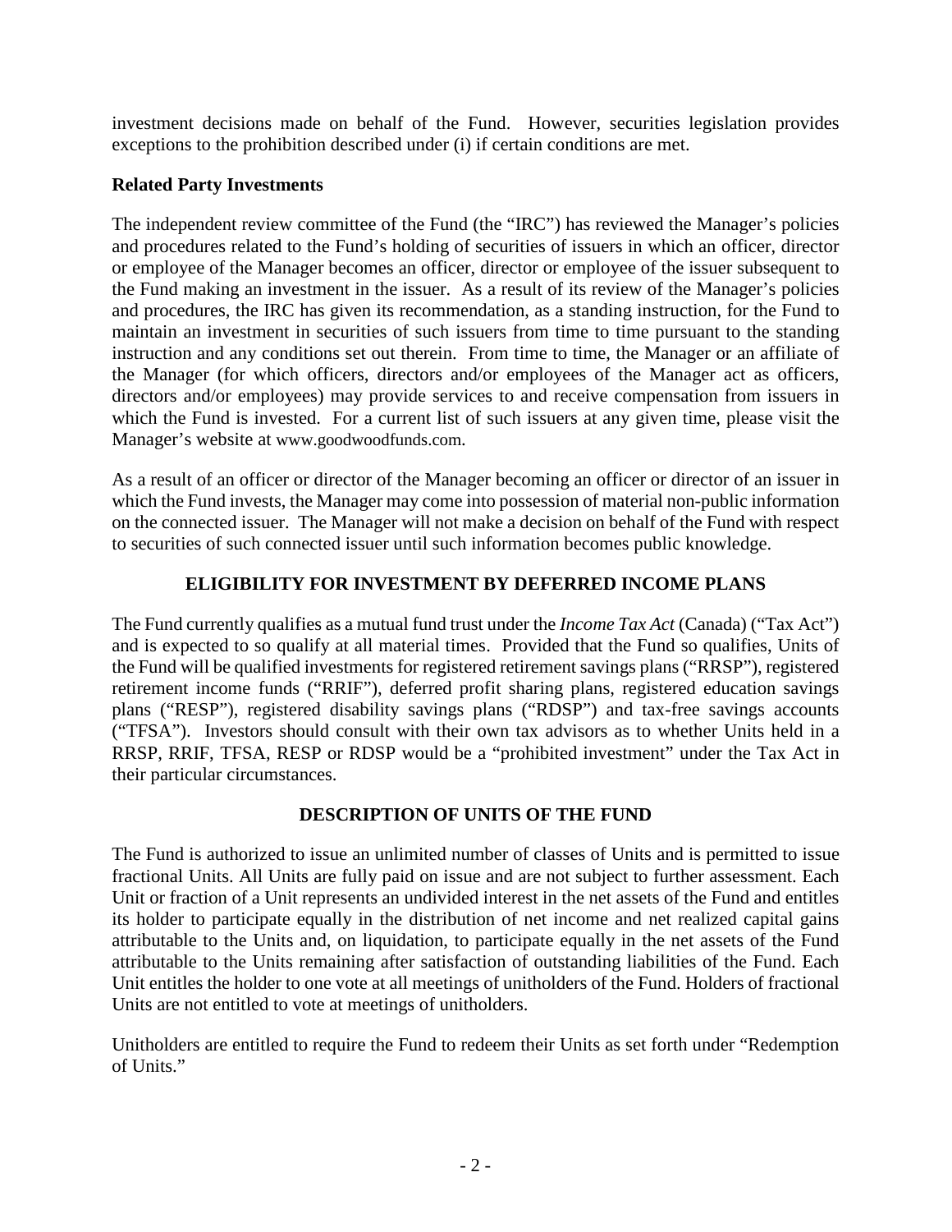investment decisions made on behalf of the Fund. However, securities legislation provides exceptions to the prohibition described under (i) if certain conditions are met.

**Related Party Investments**

The independent review committee of the Fund (the "IRC") has reviewed the Manager's policies and procedures related to the Fund's holding of securities of issuers in which an officer, director or employee of the Manager becomes an officer, director or employee of the issuer subsequent to the Fund making an investment in the issuer. As a result of its review of the Manager's policies and procedures, the IRC has given its recommendation, as a standing instruction, for the Fund to maintain an investment in securities of such issuers from time to time pursuant to the standing instruction and any conditions set out therein. From time to time, the Manager or an affiliate of the Manager (for which officers, directors and/or employees of the Manager act as officers, directors and/or employees) may provide services to and receive compensation from issuers in which the Fund is invested. For a current list of such issuers at any given time, please visit the Manager's website at www.goodwoodfunds.com.

As a result of an officer or director of the Manager becoming an officer or director of an issuer in which the Fund invests, the Manager may come into possession of material non-public information on the connected issuer. The Manager will not make a decision on behalf of the Fund with respect to securities of such connected issuer until such information becomes public knowledge.

## ELIGIBILITY FOR INVESTMENT BY DEFERRED INCOME PLANS

The Fund currently qualifies as a mutual fund trust under the *Income Tax Act* (Canada) ("Tax Act") and is expected to so qualify at all material times. Provided that the Fund so qualifies, Units of the Fund will be qualified investments for registered retirement savings plans ("RRSP"), registered retirement income funds ("RRIF"), deferred profit sharing plans, registered education savings plans ("RESP"), registered disability savings plans ("RDSP") and tax-free savings accounts ("TFSA"). Investors should consult with their own tax advisors as to whether Units held in a RRSP, RRIF, TFSA, RESP or RDSP would be a "prohibited investment" under the Tax Act in their particular circumstances.

## DESCRIPTION OF UNITS OF THE FUND

The Fund is authorized to issue an unlimited number of classes of Units and is permitted to issue fractional Units. All Units are fully paid on issue and are not subject to further assessment. Each Unit or fraction of a Unit represents an undivided interest in the net assets of the Fund and entitles its holder to participate equally in the distribution of net income and net realized capital gains attributable to the Units and, on liquidation, to participate equally in the net assets of the Fund attributable to the Units remaining after satisfaction of outstanding liabilities of the Fund. Each Unit entitles the holder to one vote at all meetings of unitholders of the Fund. Holders of fractional Units are not entitled to vote at meetings of unitholders.

Unitholders are entitled to require the Fund to redeem their Units as set forth under "Redemption of Units."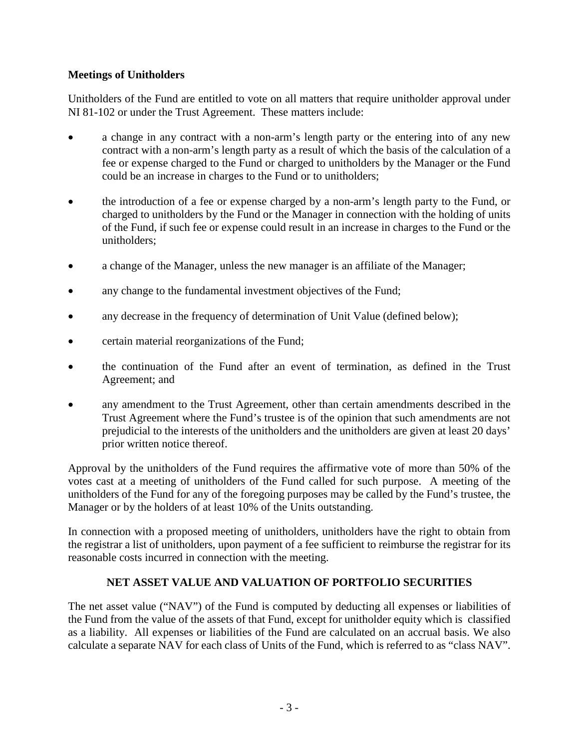**Meetings of Unitholders**

Unitholders of the Fund are entitled to vote on all matters that require unitholder approval under NI 81-102 or under the Trust Agreement. These matters include:

- a change in any contract with a non-arm's length party or the entering into of any new contract with a non-arm's length party as a result of which the basis of the calculation of a fee or expense charged to the Fund or charged to unitholders by the Manager or the Fund could be an increase in charges to the Fund or to unitholders;
- the introduction of a fee or expense charged by a non-arm's length party to the Fund, or charged to unitholders by the Fund or the Manager in connection with the holding of units of the Fund, if such fee or expense could result in an increase in charges to the Fund or the unitholders;
- a change of the Manager, unless the new manager is an affiliate of the Manager;
- any change to the fundamental investment objectives of the Fund;
- any decrease in the frequency of determination of Unit Value (defined below);
- certain material reorganizations of the Fund;
- the continuation of the Fund after an event of termination, as defined in the Trust Agreement; and
- any amendment to the Trust Agreement, other than certain amendments described in the Trust Agreement where the Fund's trustee is of the opinion that such amendments are not prejudicial to the interests of the unitholders and the unitholders are given at least 20 days' prior written notice thereof.

Approval by the unitholders of the Fund requires the affirmative vote of more than 50% of the votes cast at a meeting of unitholders of the Fund called for such purpose. A meeting of the unitholders of the Fund for any of the foregoing purposes may be called by the Fund's trustee, the Manager or by the holders of at least 10% of the Units outstanding.

In connection with a proposed meeting of unitholders, unitholders have the right to obtain from the registrar a list of unitholders, upon payment of a fee sufficient to reimburse the registrar for its reasonable costs incurred in connection with the meeting.

## NET ASSET VALUE AND VALUATION OF PORTFOLIO SECURITIES

The net asset value ("NAV") of the Fund is computed by deducting all expenses or liabilities of the Fund from the value of the assets of that Fund, except for unitholder equity which is classified as a liability. All expenses or liabilities of the Fund are calculated on an accrual basis. We also calculate a separate NAV for each class of Units of the Fund, which is referred to as "class NAV".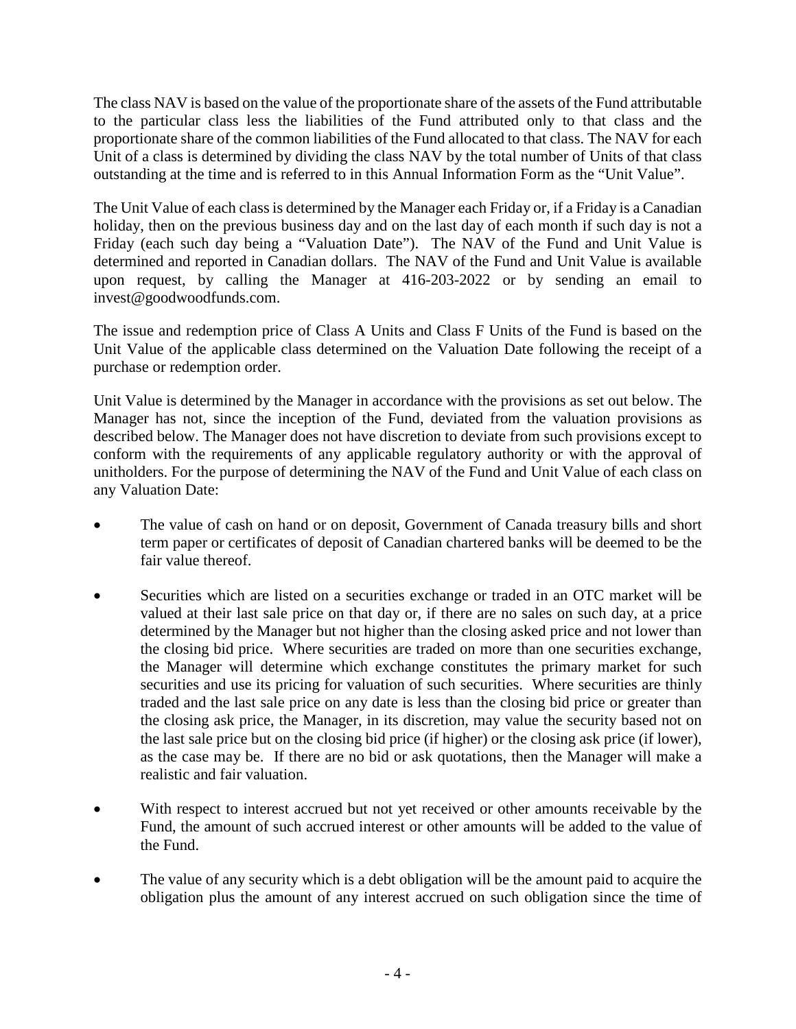The class NAV is based on the value of the proportionate share of the assets of the Fund attributable to the particular class less the liabilities of the Fund attributed only to that class and the proportionate share of the common liabilities of the Fund allocated to that class. The NAV for each Unit of a class is determined by dividing the class NAV by the total number of Units of that class outstanding at the time and is referred to in this Annual Information Form as the "Unit Value".

The Unit Value of each class is determined by the Manager each Friday or, if a Friday is a Canadian holiday, then on the previous business day and on the last day of each month if such day is not a Friday (each such day being a "Valuation Date"). The NAV of the Fund and Unit Value is determined and reported in Canadian dollars. The NAV of the Fund and Unit Value is available upon request, by calling the Manager at 416-203-2022 or by sending an email to invest@goodwoodfunds.com.

The issue and redemption price of Class A Units and Class F Units of the Fund is based on the Unit Value of the applicable class determined on the Valuation Date following the receipt of a purchase or redemption order.

Unit Value is determined by the Manager in accordance with the provisions as set out below. The Manager has not, since the inception of the Fund, deviated from the valuation provisions as described below. The Manager does not have discretion to deviate from such provisions except to conform with the requirements of any applicable regulatory authority or with the approval of unitholders. For the purpose of determining the NAV of the Fund and Unit Value of each class on any Valuation Date:

- The value of cash on hand or on deposit, Government of Canada treasury bills and short term paper or certificates of deposit of Canadian chartered banks will be deemed to be the fair value thereof.
- Securities which are listed on a securities exchange or traded in an OTC market will be valued at their last sale price on that day or, if there are no sales on such day, at a price determined by the Manager but not higher than the closing asked price and not lower than the closing bid price. Where securities are traded on more than one securities exchange, the Manager will determine which exchange constitutes the primary market for such securities and use its pricing for valuation of such securities. Where securities are thinly traded and the last sale price on any date is less than the closing bid price or greater than the closing ask price, the Manager, in its discretion, may value the security based not on the last sale price but on the closing bid price (if higher) or the closing ask price (if lower), as the case may be. If there are no bid or ask quotations, then the Manager will make a realistic and fair valuation.
- With respect to interest accrued but not yet received or other amounts receivable by the Fund, the amount of such accrued interest or other amounts will be added to the value of the Fund.
- The value of any security which is a debt obligation will be the amount paid to acquire the obligation plus the amount of any interest accrued on such obligation since the time of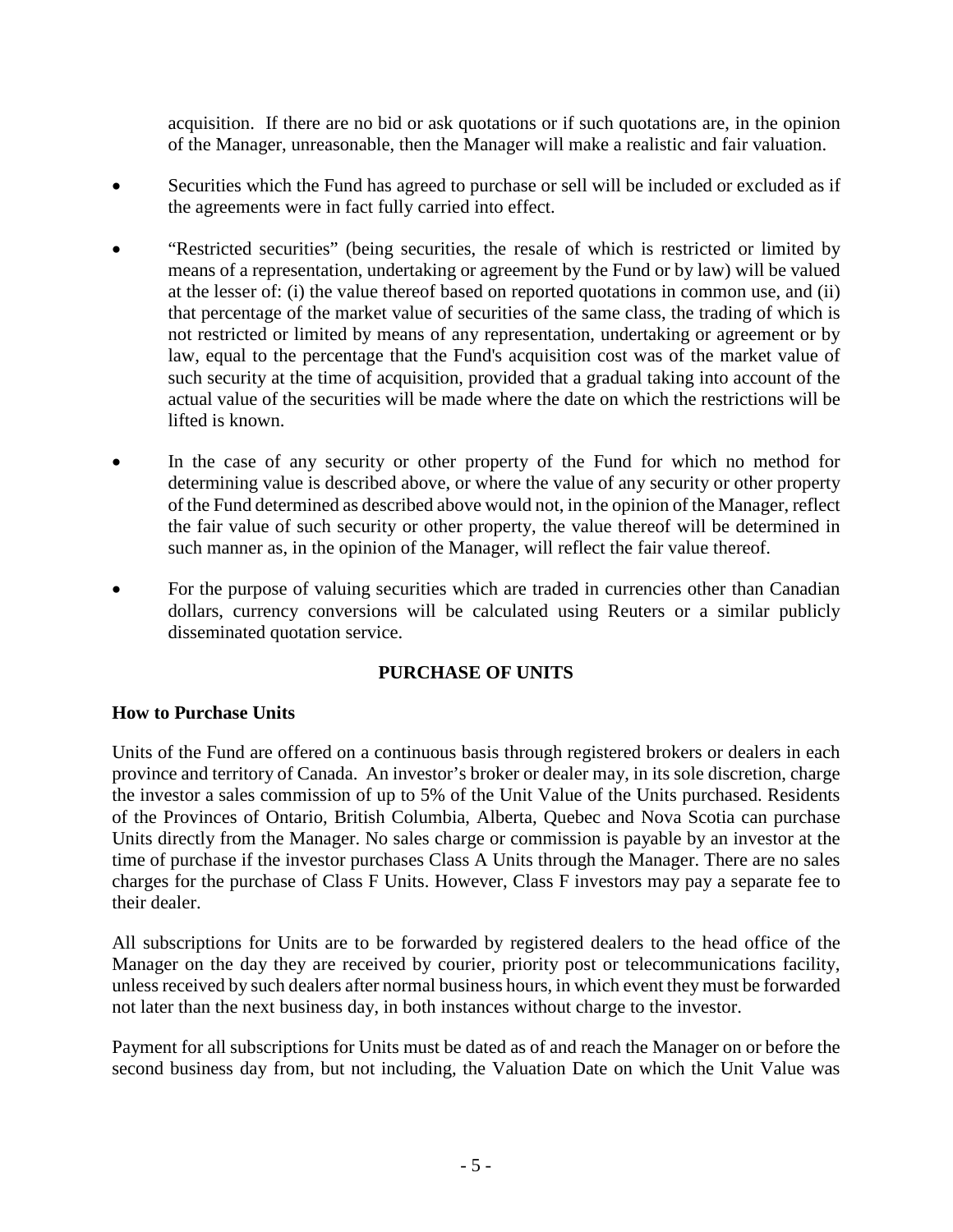acquisition. If there are no bid or ask quotations or if such quotations are, in the opinion of the Manager, unreasonable, then the Manager will make a realistic and fair valuation.

- Securities which the Fund has agreed to purchase or sell will be included or excluded as if the agreements were in fact fully carried into effect.
- "Restricted securities" (being securities, the resale of which is restricted or limited by means of a representation, undertaking or agreement by the Fund or by law) will be valued at the lesser of: (i) the value thereof based on reported quotations in common use, and (ii) that percentage of the market value of securities of the same class, the trading of which is not restricted or limited by means of any representation, undertaking or agreement or by law, equal to the percentage that the Fund's acquisition cost was of the market value of such security at the time of acquisition, provided that a gradual taking into account of the actual value of the securities will be made where the date on which the restrictions will be lifted is known.
- In the case of any security or other property of the Fund for which no method for determining value is described above, or where the value of any security or other property of the Fund determined as described above would not, in the opinion of the Manager, reflect the fair value of such security or other property, the value thereof will be determined in such manner as, in the opinion of the Manager, will reflect the fair value thereof.
- For the purpose of valuing securities which are traded in currencies other than Canadian dollars, currency conversions will be calculated using Reuters or a similar publicly disseminated quotation service.

## PURCHASE OF UNITS

### How to Purchase Units

Units of the Fund are offered on a continuous basis through registered brokers or dealers in each province and territory of Canada. An investor's broker or dealer may, in its sole discretion, charge the investor a sales commission of up to 5% of the Unit Value of the Units purchased. Residents of the Provinces of Ontario, British Columbia, Alberta, Quebec and Nova Scotia can purchase Units directly from the Manager. No sales charge or commission is payable by an investor at the time of purchase if the investor purchases Class A Units through the Manager. There are no sales charges for the purchase of Class F Units. However, Class F investors may pay a separate fee to their dealer.

All subscriptions for Units are to be forwarded by registered dealers to the head office of the Manager on the day they are received by courier, priority post or telecommunications facility, unless received by such dealers after normal business hours, in which event they must be forwarded not later than the next business day, in both instances without charge to the investor.

Payment for all subscriptions for Units must be dated as of and reach the Manager on or before the second business day from, but not including, the Valuation Date on which the Unit Value was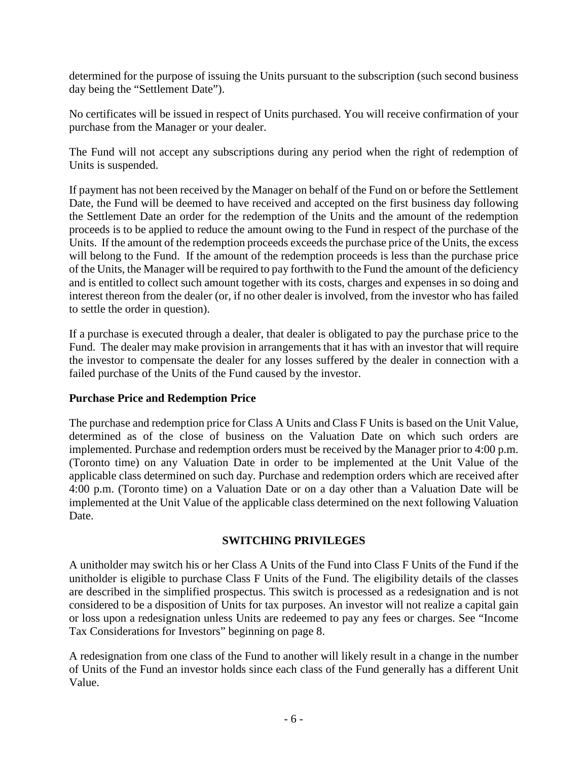determined for the purpose of issuing the Units pursuant to the subscription (such second business day being the "Settlement Date").

No certificates will be issued in respect of Units purchased. You will receive confirmation of your purchase from the Manager or your dealer.

The Fund will not accept any subscriptions during any period when the right of redemption of Units is suspended.

If payment has not been received by the Manager on behalf of the Fund on or before the Settlement Date, the Fund will be deemed to have received and accepted on the first business day following the Settlement Date an order for the redemption of the Units and the amount of the redemption proceeds is to be applied to reduce the amount owing to the Fund in respect of the purchase of the Units. If the amount of the redemption proceeds exceeds the purchase price of the Units, the excess will belong to the Fund. If the amount of the redemption proceeds is less than the purchase price of the Units, the Manager will be required to pay forthwith to the Fund the amount of the deficiency and is entitled to collect such amount together with its costs, charges and expenses in so doing and interest thereon from the dealer (or, if no other dealer is involved, from the investor who has failed to settle the order in question).

If a purchase is executed through a dealer, that dealer is obligated to pay the purchase price to the Fund. The dealer may make provision in arrangements that it has with an investor that will require the investor to compensate the dealer for any losses suffered by the dealer in connection with a failed purchase of the Units of the Fund caused by the investor.

### Purchase Price and Redemption Price

The purchase and redemption price for Class A Units and Class F Units is based on the Unit Value, determined as of the close of business on the Valuation Date on which such orders are implemented. Purchase and redemption orders must be received by the Manager prior to 4:00 p.m. (Toronto time) on any Valuation Date in order to be implemented at the Unit Value of the applicable class determined on such day. Purchase and redemption orders which are received after 4:00 p.m. (Toronto time) on a Valuation Date or on a day other than a Valuation Date will be implemented at the Unit Value of the applicable class determined on the next following Valuation Date.

## SWITCHING PRIVILEGES

A unitholder may switch his or her Class A Units of the Fund into Class F Units of the Fund if the unitholder is eligible to purchase Class F Units of the Fund. The eligibility details of the classes are described in the simplified prospectus. This switch is processed as a redesignation and is not considered to be a disposition of Units for tax purposes. An investor will not realize a capital gain or loss upon a redesignation unless Units are redeemed to pay any fees or charges. See "Income Tax Considerations for Investors" beginning on page 8.

A redesignation from one class of the Fund to another will likely result in a change in the number of Units of the Fund an investor holds since each class of the Fund generally has a different Unit Value.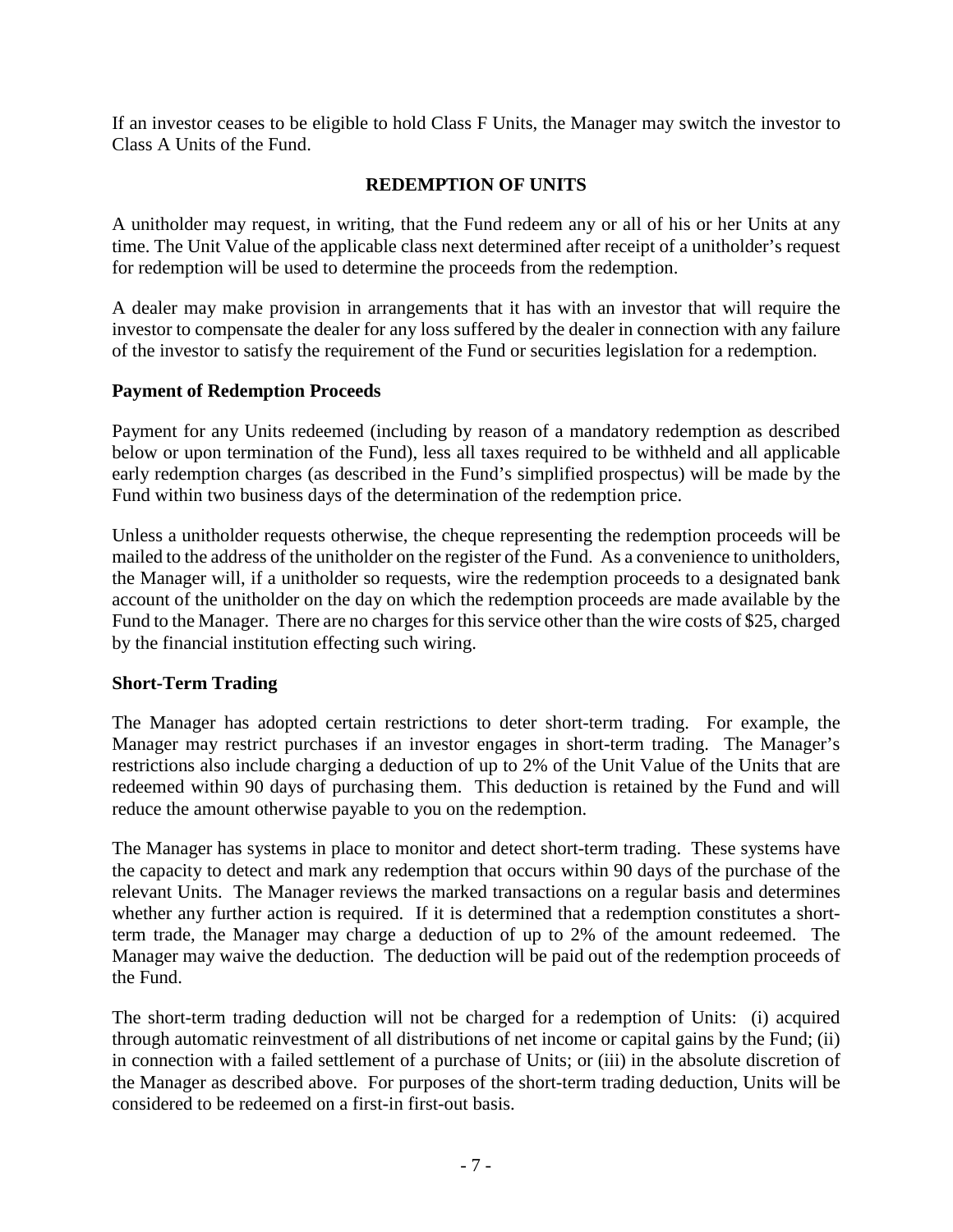If an investor ceases to be eligible to hold Class F Units, the Manager may switch the investor to Class A Units of the Fund.

## REDEMPTION OF UNITS

A unitholder may request, in writing, that the Fund redeem any or all of his or her Units at any time. The Unit Value of the applicable class next determined after receipt of a unitholder's request for redemption will be used to determine the proceeds from the redemption.

A dealer may make provision in arrangements that it has with an investor that will require the investor to compensate the dealer for any loss suffered by the dealer in connection with any failure of the investor to satisfy the requirement of the Fund or securities legislation for a redemption.

### Payment of Redemption Proceeds

Payment for any Units redeemed (including by reason of a mandatory redemption as described below or upon termination of the Fund), less all taxes required to be withheld and all applicable early redemption charges (as described in the Fund's simplified prospectus) will be made by the Fund within two business days of the determination of the redemption price.

Unless a unitholder requests otherwise, the cheque representing the redemption proceeds will be mailed to the address of the unitholder on the register of the Fund. As a convenience to unitholders, the Manager will, if a unitholder so requests, wire the redemption proceeds to a designated bank account of the unitholder on the day on which the redemption proceeds are made available by the Fund to the Manager. There are no charges for this service other than the wire costs of $25, charged by the financial institution effecting such wiring.

### Short-Term Trading

The Manager has adopted certain restrictions to deter short-term trading. For example, the Manager may restrict purchases if an investor engages in short-term trading. The Manager's restrictions also include charging a deduction of up to 2% of the Unit Value of the Units that are redeemed within 90 days of purchasing them. This deduction is retained by the Fund and will reduce the amount otherwise payable to you on the redemption.

The Manager has systems in place to monitor and detect short-term trading. These systems have the capacity to detect and mark any redemption that occurs within 90 days of the purchase of the relevant Units. The Manager reviews the marked transactions on a regular basis and determines whether any further action is required. If it is determined that a redemption constitutes a short-term trade, the Manager may charge a deduction of up to 2% of the amount redeemed. The Manager may waive the deduction. The deduction will be paid out of the redemption proceeds of the Fund.

The short-term trading deduction will not be charged for a redemption of Units: (i) acquired through automatic reinvestment of all distributions of net income or capital gains by the Fund; (ii) in connection with a failed settlement of a purchase of Units; or (iii) in the absolute discretion of the Manager as described above. For purposes of the short-term trading deduction, Units will be considered to be redeemed on a first-in first-out basis.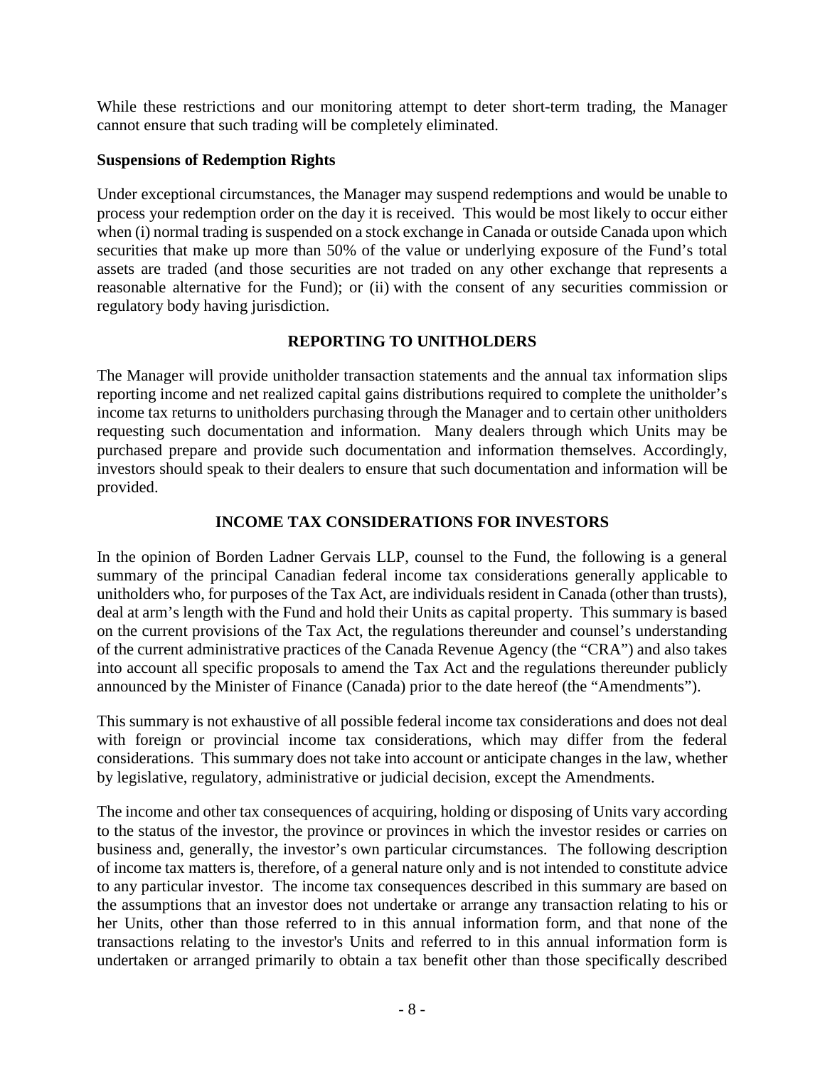While these restrictions and our monitoring attempt to deter short-term trading, the Manager cannot ensure that such trading will be completely eliminated.

**Suspensions of Redemption Rights**

Under exceptional circumstances, the Manager may suspend redemptions and would be unable to process your redemption order on the day it is received. This would be most likely to occur either when (i) normal trading is suspended on a stock exchange in Canada or outside Canada upon which securities that make up more than 50% of the value or underlying exposure of the Fund's total assets are traded (and those securities are not traded on any other exchange that represents a reasonable alternative for the Fund); or (ii) with the consent of any securities commission or regulatory body having jurisdiction.

## REPORTING TO UNITHOLDERS

The Manager will provide unitholder transaction statements and the annual tax information slips reporting income and net realized capital gains distributions required to complete the unitholder's income tax returns to unitholders purchasing through the Manager and to certain other unitholders requesting such documentation and information. Many dealers through which Units may be purchased prepare and provide such documentation and information themselves. Accordingly, investors should speak to their dealers to ensure that such documentation and information will be provided.

## INCOME TAX CONSIDERATIONS FOR INVESTORS

In the opinion of Borden Ladner Gervais LLP, counsel to the Fund, the following is a general summary of the principal Canadian federal income tax considerations generally applicable to unitholders who, for purposes of the Tax Act, are individuals resident in Canada (other than trusts), deal at arm's length with the Fund and hold their Units as capital property. This summary is based on the current provisions of the Tax Act, the regulations thereunder and counsel's understanding of the current administrative practices of the Canada Revenue Agency (the "CRA") and also takes into account all specific proposals to amend the Tax Act and the regulations thereunder publicly announced by the Minister of Finance (Canada) prior to the date hereof (the "Amendments").

This summary is not exhaustive of all possible federal income tax considerations and does not deal with foreign or provincial income tax considerations, which may differ from the federal considerations. This summary does not take into account or anticipate changes in the law, whether by legislative, regulatory, administrative or judicial decision, except the Amendments.

The income and other tax consequences of acquiring, holding or disposing of Units vary according to the status of the investor, the province or provinces in which the investor resides or carries on business and, generally, the investor's own particular circumstances. The following description of income tax matters is, therefore, of a general nature only and is not intended to constitute advice to any particular investor. The income tax consequences described in this summary are based on the assumptions that an investor does not undertake or arrange any transaction relating to his or her Units, other than those referred to in this annual information form, and that none of the transactions relating to the investor's Units and referred to in this annual information form is undertaken or arranged primarily to obtain a tax benefit other than those specifically described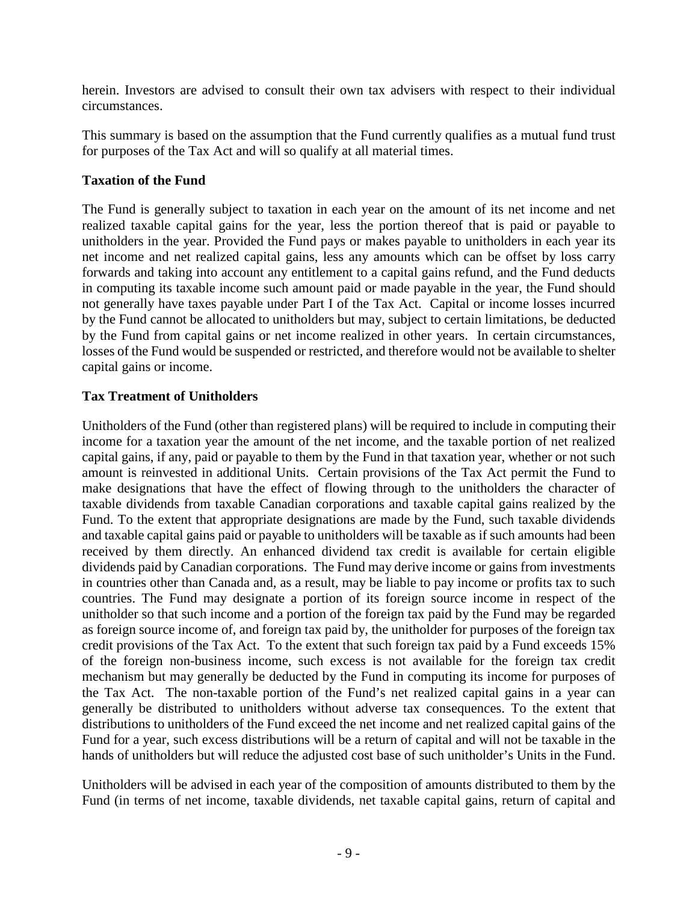herein. Investors are advised to consult their own tax advisers with respect to their individual circumstances.

This summary is based on the assumption that the Fund currently qualifies as a mutual fund trust for purposes of the Tax Act and will so qualify at all material times.

**Taxation of the Fund**

The Fund is generally subject to taxation in each year on the amount of its net income and net realized taxable capital gains for the year, less the portion thereof that is paid or payable to unitholders in the year. Provided the Fund pays or makes payable to unitholders in each year its net income and net realized capital gains, less any amounts which can be offset by loss carry forwards and taking into account any entitlement to a capital gains refund, and the Fund deducts in computing its taxable income such amount paid or made payable in the year, the Fund should not generally have taxes payable under Part I of the Tax Act. Capital or income losses incurred by the Fund cannot be allocated to unitholders but may, subject to certain limitations, be deducted by the Fund from capital gains or net income realized in other years. In certain circumstances, losses of the Fund would be suspended or restricted, and therefore would not be available to shelter capital gains or income.

**Tax Treatment of Unitholders**

Unitholders of the Fund (other than registered plans) will be required to include in computing their income for a taxation year the amount of the net income, and the taxable portion of net realized capital gains, if any, paid or payable to them by the Fund in that taxation year, whether or not such amount is reinvested in additional Units. Certain provisions of the Tax Act permit the Fund to make designations that have the effect of flowing through to the unitholders the character of taxable dividends from taxable Canadian corporations and taxable capital gains realized by the Fund. To the extent that appropriate designations are made by the Fund, such taxable dividends and taxable capital gains paid or payable to unitholders will be taxable as if such amounts had been received by them directly. An enhanced dividend tax credit is available for certain eligible dividends paid by Canadian corporations. The Fund may derive income or gains from investments in countries other than Canada and, as a result, may be liable to pay income or profits tax to such countries. The Fund may designate a portion of its foreign source income in respect of the unitholder so that such income and a portion of the foreign tax paid by the Fund may be regarded as foreign source income of, and foreign tax paid by, the unitholder for purposes of the foreign tax credit provisions of the Tax Act. To the extent that such foreign tax paid by a Fund exceeds 15% of the foreign non-business income, such excess is not available for the foreign tax credit mechanism but may generally be deducted by the Fund in computing its income for purposes of the Tax Act. The non-taxable portion of the Fund's net realized capital gains in a year can generally be distributed to unitholders without adverse tax consequences. To the extent that distributions to unitholders of the Fund exceed the net income and net realized capital gains of the Fund for a year, such excess distributions will be a return of capital and will not be taxable in the hands of unitholders but will reduce the adjusted cost base of such unitholder's Units in the Fund.

Unitholders will be advised in each year of the composition of amounts distributed to them by the Fund (in terms of net income, taxable dividends, net taxable capital gains, return of capital and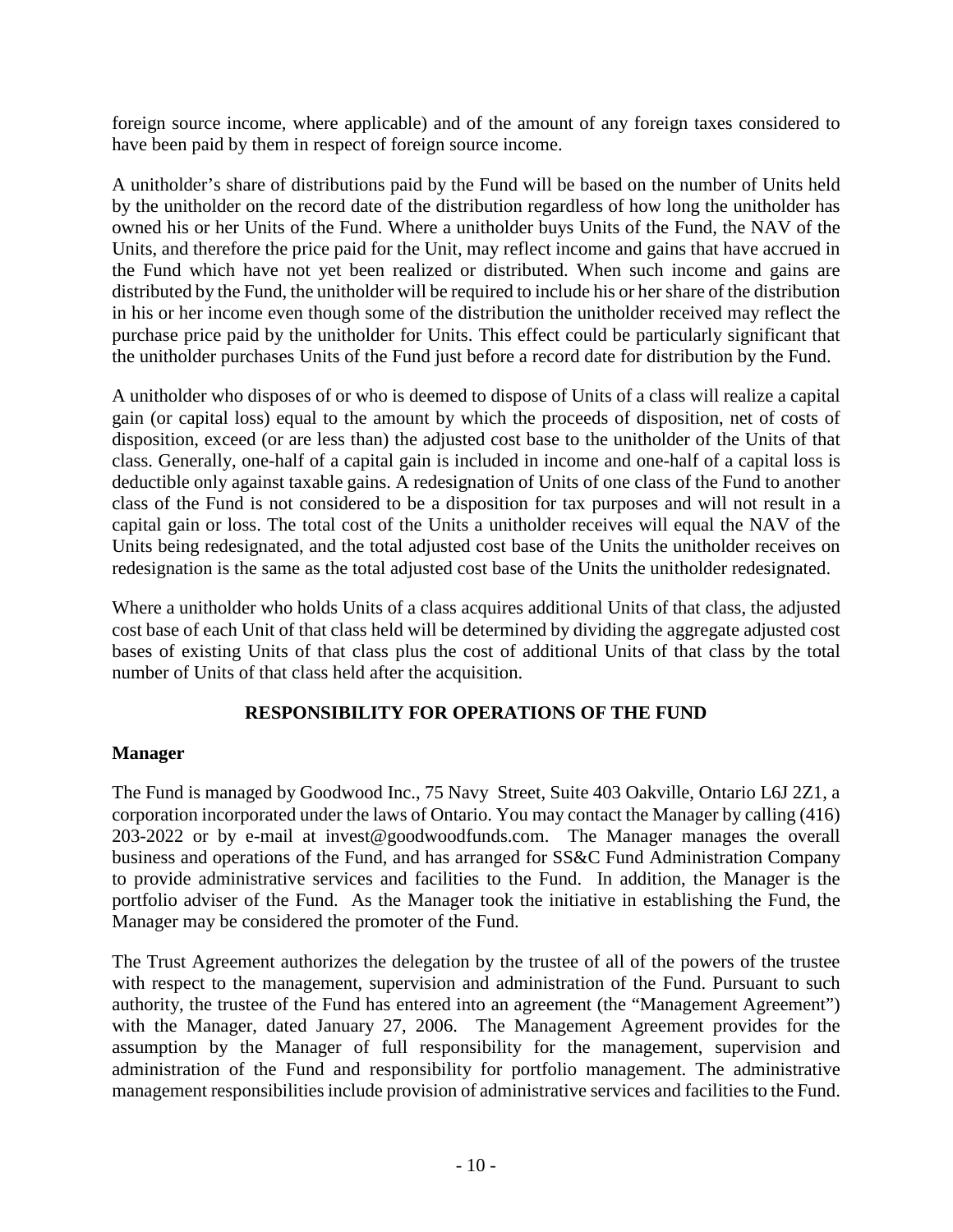foreign source income, where applicable) and of the amount of any foreign taxes considered to have been paid by them in respect of foreign source income.

A unitholder's share of distributions paid by the Fund will be based on the number of Units held by the unitholder on the record date of the distribution regardless of how long the unitholder has owned his or her Units of the Fund. Where a unitholder buys Units of the Fund, the NAV of the Units, and therefore the price paid for the Unit, may reflect income and gains that have accrued in the Fund which have not yet been realized or distributed. When such income and gains are distributed by the Fund, the unitholder will be required to include his or her share of the distribution in his or her income even though some of the distribution the unitholder received may reflect the purchase price paid by the unitholder for Units. This effect could be particularly significant that the unitholder purchases Units of the Fund just before a record date for distribution by the Fund.

A unitholder who disposes of or who is deemed to dispose of Units of a class will realize a capital gain (or capital loss) equal to the amount by which the proceeds of disposition, net of costs of disposition, exceed (or are less than) the adjusted cost base to the unitholder of the Units of that class. Generally, one-half of a capital gain is included in income and one-half of a capital loss is deductible only against taxable gains. A redesignation of Units of one class of the Fund to another class of the Fund is not considered to be a disposition for tax purposes and will not result in a capital gain or loss. The total cost of the Units a unitholder receives will equal the NAV of the Units being redesignated, and the total adjusted cost base of the Units the unitholder receives on redesignation is the same as the total adjusted cost base of the Units the unitholder redesignated.

Where a unitholder who holds Units of a class acquires additional Units of that class, the adjusted cost base of each Unit of that class held will be determined by dividing the aggregate adjusted cost bases of existing Units of that class plus the cost of additional Units of that class by the total number of Units of that class held after the acquisition.

## RESPONSIBILITY FOR OPERATIONS OF THE FUND

### Manager

The Fund is managed by Goodwood Inc., 75 Navy Street, Suite 403 Oakville, Ontario L6J 2Z1, a corporation incorporated under the laws of Ontario. You may contact the Manager by calling (416) 203-2022 or by e-mail at invest@goodwoodfunds.com. The Manager manages the overall business and operations of the Fund, and has arranged for SS&C Fund Administration Company to provide administrative services and facilities to the Fund. In addition, the Manager is the portfolio adviser of the Fund. As the Manager took the initiative in establishing the Fund, the Manager may be considered the promoter of the Fund.

The Trust Agreement authorizes the delegation by the trustee of all of the powers of the trustee with respect to the management, supervision and administration of the Fund. Pursuant to such authority, the trustee of the Fund has entered into an agreement (the "Management Agreement") with the Manager, dated January 27, 2006. The Management Agreement provides for the assumption by the Manager of full responsibility for the management, supervision and administration of the Fund and responsibility for portfolio management. The administrative management responsibilities include provision of administrative services and facilities to the Fund.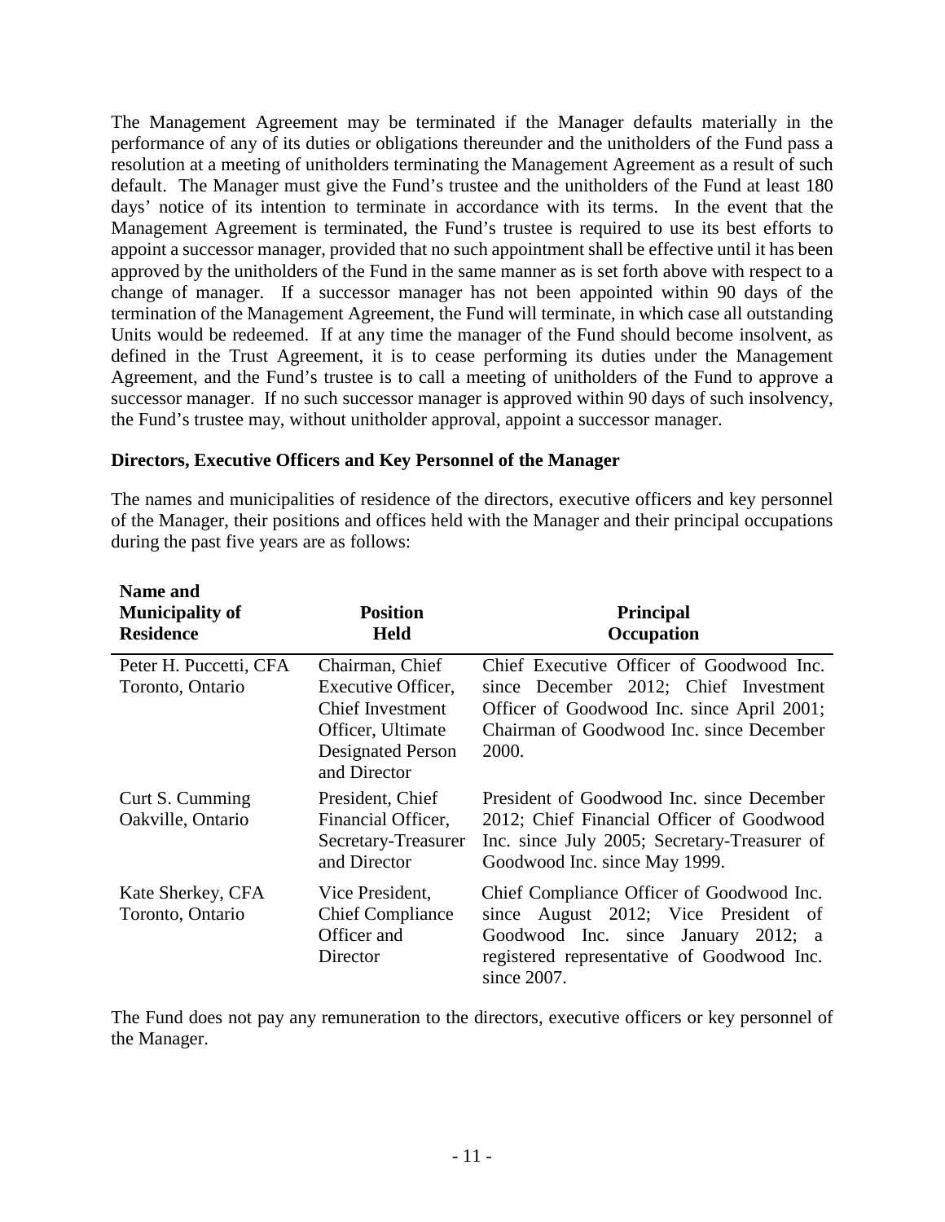The Management Agreement may be terminated if the Manager defaults materially in the performance of any of its duties or obligations thereunder and the unitholders of the Fund pass a resolution at a meeting of unitholders terminating the Management Agreement as a result of such default. The Manager must give the Fund's trustee and the unitholders of the Fund at least 180 days' notice of its intention to terminate in accordance with its terms. In the event that the Management Agreement is terminated, the Fund's trustee is required to use its best efforts to appoint a successor manager, provided that no such appointment shall be effective until it has been approved by the unitholders of the Fund in the same manner as is set forth above with respect to a change of manager. If a successor manager has not been appointed within 90 days of the termination of the Management Agreement, the Fund will terminate, in which case all outstanding Units would be redeemed. If at any time the manager of the Fund should become insolvent, as defined in the Trust Agreement, it is to cease performing its duties under the Management Agreement, and the Fund's trustee is to call a meeting of unitholders of the Fund to approve a successor manager. If no such successor manager is approved within 90 days of such insolvency, the Fund's trustee may, without unitholder approval, appoint a successor manager.

**Directors, Executive Officers and Key Personnel of the Manager**

The names and municipalities of residence of the directors, executive officers and key personnel of the Manager, their positions and offices held with the Manager and their principal occupations during the past five years are as follows:

| Name and Municipality of Residence | Position Held | Principal Occupation |
|---|---|---|
| Peter H. Puccetti, CFA Toronto, Ontario | Chairman, Chief Executive Officer, Chief Investment Officer, Ultimate Designated Person and Director | Chief Executive Officer of Goodwood Inc. since December 2012; Chief Investment Officer of Goodwood Inc. since April 2001; Chairman of Goodwood Inc. since December 2000. |
| Curt S. Cumming Oakville, Ontario | President, Chief Financial Officer, Secretary-Treasurer and Director | President of Goodwood Inc. since December 2012; Chief Financial Officer of Goodwood Inc. since July 2005; Secretary-Treasurer of Goodwood Inc. since May 1999. |
| Kate Sherkey, CFA Toronto, Ontario | Vice President, Chief Compliance Officer and Director | Chief Compliance Officer of Goodwood Inc. since August 2012; Vice President of Goodwood Inc. since January 2012; a registered representative of Goodwood Inc. since 2007. |

The Fund does not pay any remuneration to the directors, executive officers or key personnel of the Manager.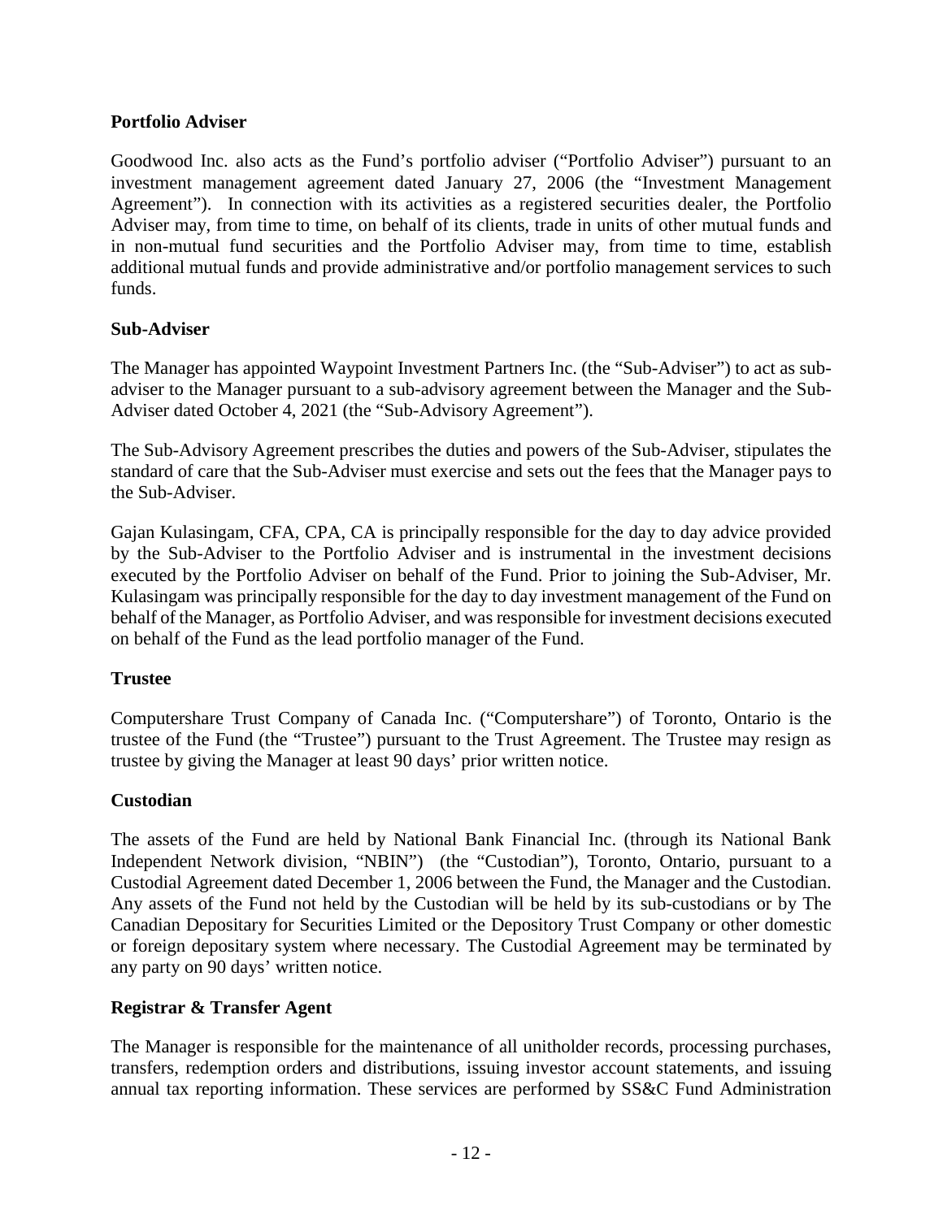**Portfolio Adviser**

Goodwood Inc. also acts as the Fund's portfolio adviser ("Portfolio Adviser") pursuant to an investment management agreement dated January 27, 2006 (the "Investment Management Agreement"). In connection with its activities as a registered securities dealer, the Portfolio Adviser may, from time to time, on behalf of its clients, trade in units of other mutual funds and in non-mutual fund securities and the Portfolio Adviser may, from time to time, establish additional mutual funds and provide administrative and/or portfolio management services to such funds.

**Sub-Adviser**

The Manager has appointed Waypoint Investment Partners Inc. (the "Sub-Adviser") to act as sub-adviser to the Manager pursuant to a sub-advisory agreement between the Manager and the Sub-Adviser dated October 4, 2021 (the "Sub-Advisory Agreement").

The Sub-Advisory Agreement prescribes the duties and powers of the Sub-Adviser, stipulates the standard of care that the Sub-Adviser must exercise and sets out the fees that the Manager pays to the Sub-Adviser.

Gajan Kulasingam, CFA, CPA, CA is principally responsible for the day to day advice provided by the Sub-Adviser to the Portfolio Adviser and is instrumental in the investment decisions executed by the Portfolio Adviser on behalf of the Fund. Prior to joining the Sub-Adviser, Mr. Kulasingam was principally responsible for the day to day investment management of the Fund on behalf of the Manager, as Portfolio Adviser, and was responsible for investment decisions executed on behalf of the Fund as the lead portfolio manager of the Fund.

**Trustee**

Computershare Trust Company of Canada Inc. ("Computershare") of Toronto, Ontario is the trustee of the Fund (the "Trustee") pursuant to the Trust Agreement. The Trustee may resign as trustee by giving the Manager at least 90 days' prior written notice.

**Custodian**

The assets of the Fund are held by National Bank Financial Inc. (through its National Bank Independent Network division, "NBIN") (the "Custodian"), Toronto, Ontario, pursuant to a Custodial Agreement dated December 1, 2006 between the Fund, the Manager and the Custodian. Any assets of the Fund not held by the Custodian will be held by its sub-custodians or by The Canadian Depositary for Securities Limited or the Depository Trust Company or other domestic or foreign depositary system where necessary. The Custodial Agreement may be terminated by any party on 90 days' written notice.

**Registrar & Transfer Agent**

The Manager is responsible for the maintenance of all unitholder records, processing purchases, transfers, redemption orders and distributions, issuing investor account statements, and issuing annual tax reporting information. These services are performed by SS&C Fund Administration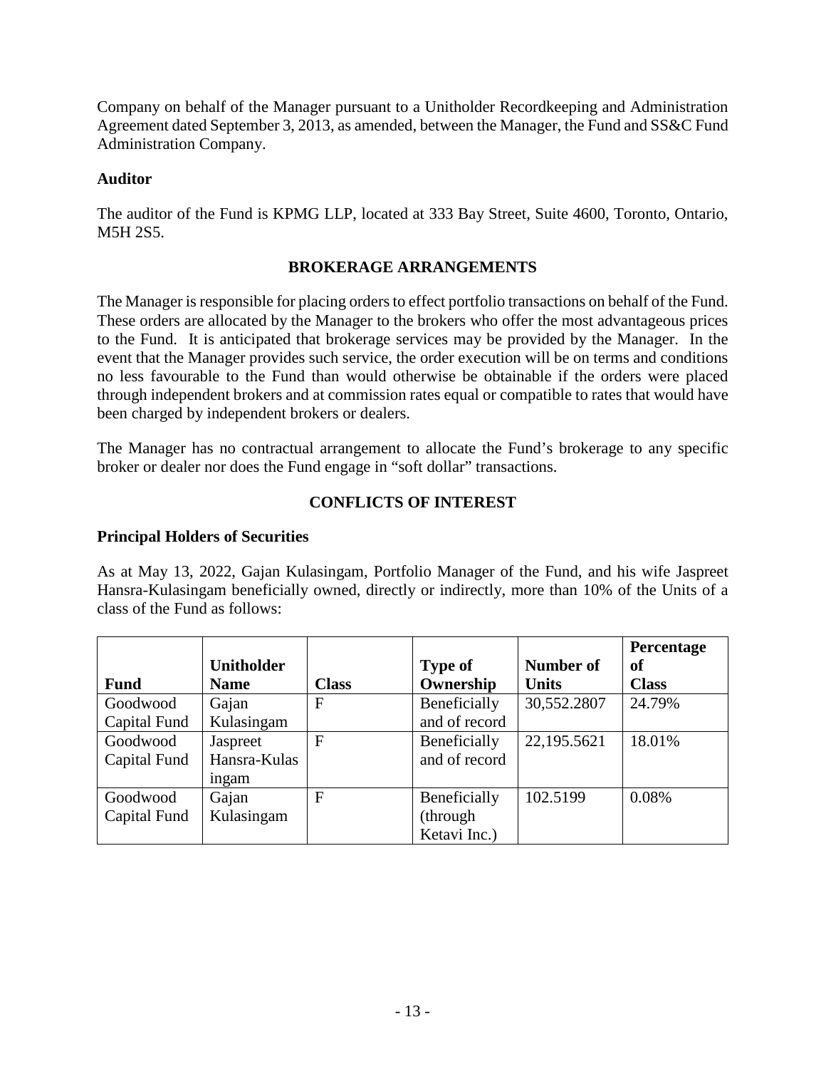Company on behalf of the Manager pursuant to a Unitholder Recordkeeping and Administration Agreement dated September 3, 2013, as amended, between the Manager, the Fund and SS&C Fund Administration Company.

### Auditor

The auditor of the Fund is KPMG LLP, located at 333 Bay Street, Suite 4600, Toronto, Ontario, M5H 2S5.

## BROKERAGE ARRANGEMENTS

The Manager is responsible for placing orders to effect portfolio transactions on behalf of the Fund. These orders are allocated by the Manager to the brokers who offer the most advantageous prices to the Fund. It is anticipated that brokerage services may be provided by the Manager. In the event that the Manager provides such service, the order execution will be on terms and conditions no less favourable to the Fund than would otherwise be obtainable if the orders were placed through independent brokers and at commission rates equal or compatible to rates that would have been charged by independent brokers or dealers.

The Manager has no contractual arrangement to allocate the Fund's brokerage to any specific broker or dealer nor does the Fund engage in "soft dollar" transactions.

## CONFLICTS OF INTEREST

### Principal Holders of Securities

As at May 13, 2022, Gajan Kulasingam, Portfolio Manager of the Fund, and his wife Jaspreet Hansra-Kulasingam beneficially owned, directly or indirectly, more than 10% of the Units of a class of the Fund as follows:

| Fund | Unitholder Name | Class | Type of Ownership | Number of Units | Percentage of Class |
|---|---|---|---|---|---|
| Goodwood Capital Fund | Gajan Kulasingam | F | Beneficially and of record | 30,552.2807 | 24.79% |
| Goodwood Capital Fund | Jaspreet Hansra-Kulasingam | F | Beneficially and of record | 22,195.5621 | 18.01% |
| Goodwood Capital Fund | Gajan Kulasingam | F | Beneficially (through Ketavi Inc.) | 102.5199 | 0.08% |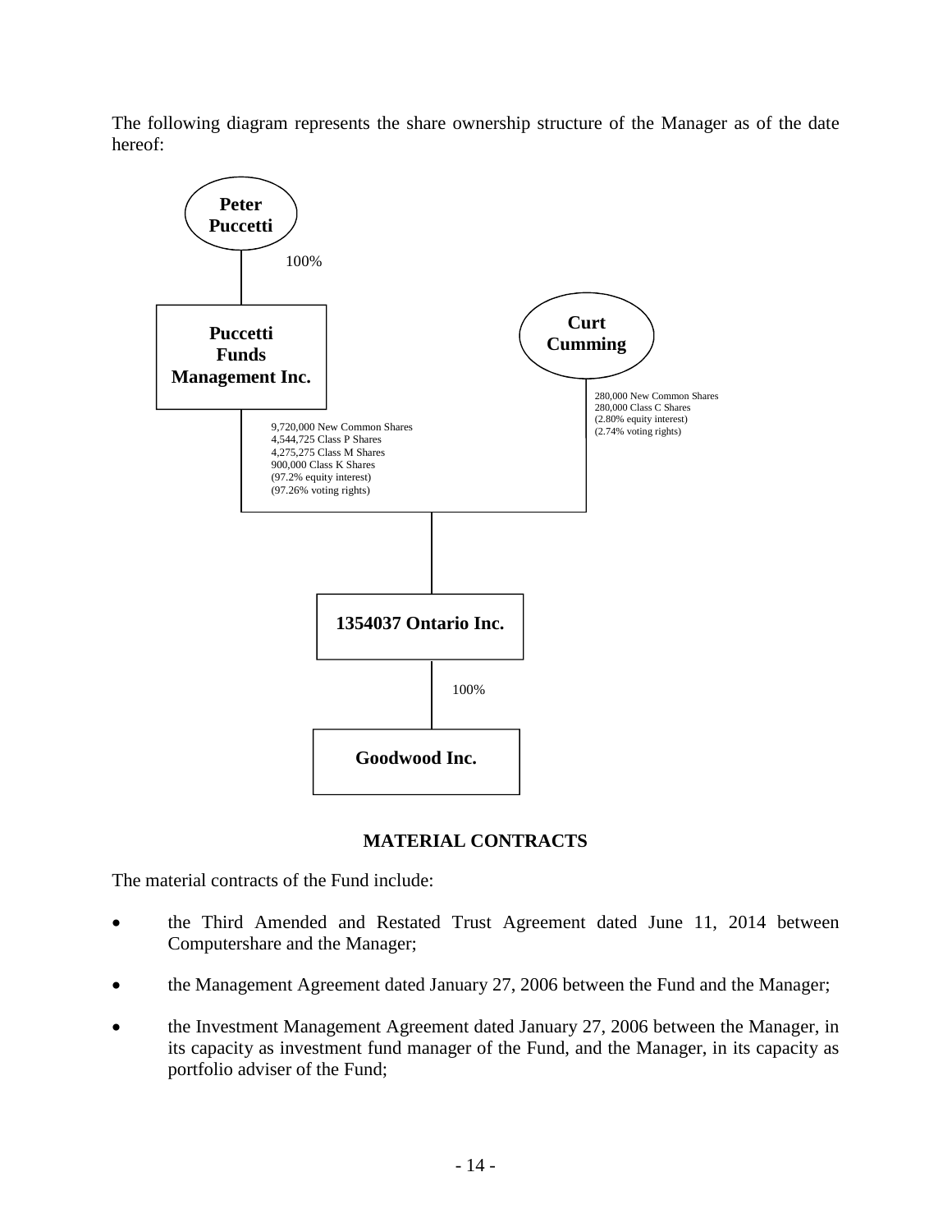The following diagram represents the share ownership structure of the Manager as of the date hereof:

Peter Puccetti

100%

Puccetti Funds Management Inc.

Curt Cumming

280,000 New Common Shares
280,000 Class C Shares
(2.80% equity interest)
(2.74% voting rights)

9,720,000 New Common Shares
4,544,725 Class P Shares
4,275,275 Class M Shares
900,000 Class K Shares
(97.2% equity interest)
(97.26% voting rights)

1354037 Ontario Inc.

100%

Goodwood Inc.

## MATERIAL CONTRACTS

The material contracts of the Fund include:

- the Third Amended and Restated Trust Agreement dated June 11, 2014 between Computershare and the Manager;
- the Management Agreement dated January 27, 2006 between the Fund and the Manager;
- the Investment Management Agreement dated January 27, 2006 between the Manager, in its capacity as investment fund manager of the Fund, and the Manager, in its capacity as portfolio adviser of the Fund;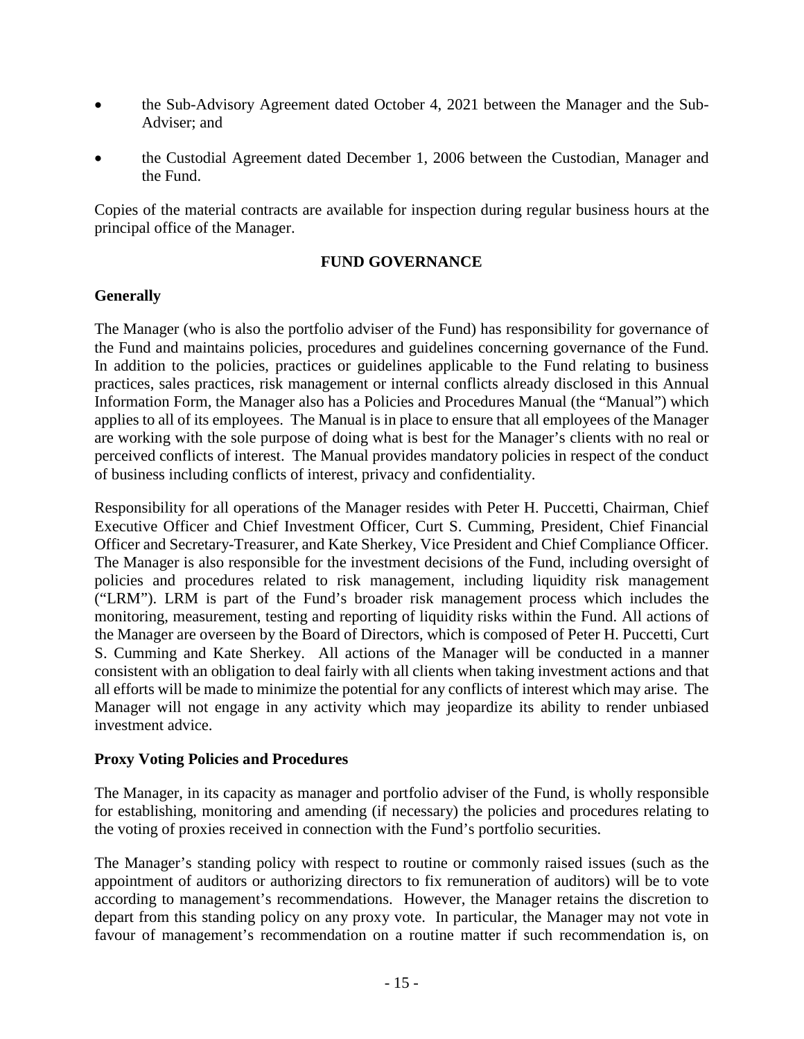- the Sub-Advisory Agreement dated October 4, 2021 between the Manager and the Sub-Adviser; and
- the Custodial Agreement dated December 1, 2006 between the Custodian, Manager and the Fund.

Copies of the material contracts are available for inspection during regular business hours at the principal office of the Manager.

## FUND GOVERNANCE

### Generally

The Manager (who is also the portfolio adviser of the Fund) has responsibility for governance of the Fund and maintains policies, procedures and guidelines concerning governance of the Fund. In addition to the policies, practices or guidelines applicable to the Fund relating to business practices, sales practices, risk management or internal conflicts already disclosed in this Annual Information Form, the Manager also has a Policies and Procedures Manual (the "Manual") which applies to all of its employees. The Manual is in place to ensure that all employees of the Manager are working with the sole purpose of doing what is best for the Manager's clients with no real or perceived conflicts of interest. The Manual provides mandatory policies in respect of the conduct of business including conflicts of interest, privacy and confidentiality.

Responsibility for all operations of the Manager resides with Peter H. Puccetti, Chairman, Chief Executive Officer and Chief Investment Officer, Curt S. Cumming, President, Chief Financial Officer and Secretary-Treasurer, and Kate Sherkey, Vice President and Chief Compliance Officer. The Manager is also responsible for the investment decisions of the Fund, including oversight of policies and procedures related to risk management, including liquidity risk management ("LRM"). LRM is part of the Fund's broader risk management process which includes the monitoring, measurement, testing and reporting of liquidity risks within the Fund. All actions of the Manager are overseen by the Board of Directors, which is composed of Peter H. Puccetti, Curt S. Cumming and Kate Sherkey. All actions of the Manager will be conducted in a manner consistent with an obligation to deal fairly with all clients when taking investment actions and that all efforts will be made to minimize the potential for any conflicts of interest which may arise. The Manager will not engage in any activity which may jeopardize its ability to render unbiased investment advice.

### Proxy Voting Policies and Procedures

The Manager, in its capacity as manager and portfolio adviser of the Fund, is wholly responsible for establishing, monitoring and amending (if necessary) the policies and procedures relating to the voting of proxies received in connection with the Fund's portfolio securities.

The Manager's standing policy with respect to routine or commonly raised issues (such as the appointment of auditors or authorizing directors to fix remuneration of auditors) will be to vote according to management's recommendations. However, the Manager retains the discretion to depart from this standing policy on any proxy vote. In particular, the Manager may not vote in favour of management's recommendation on a routine matter if such recommendation is, on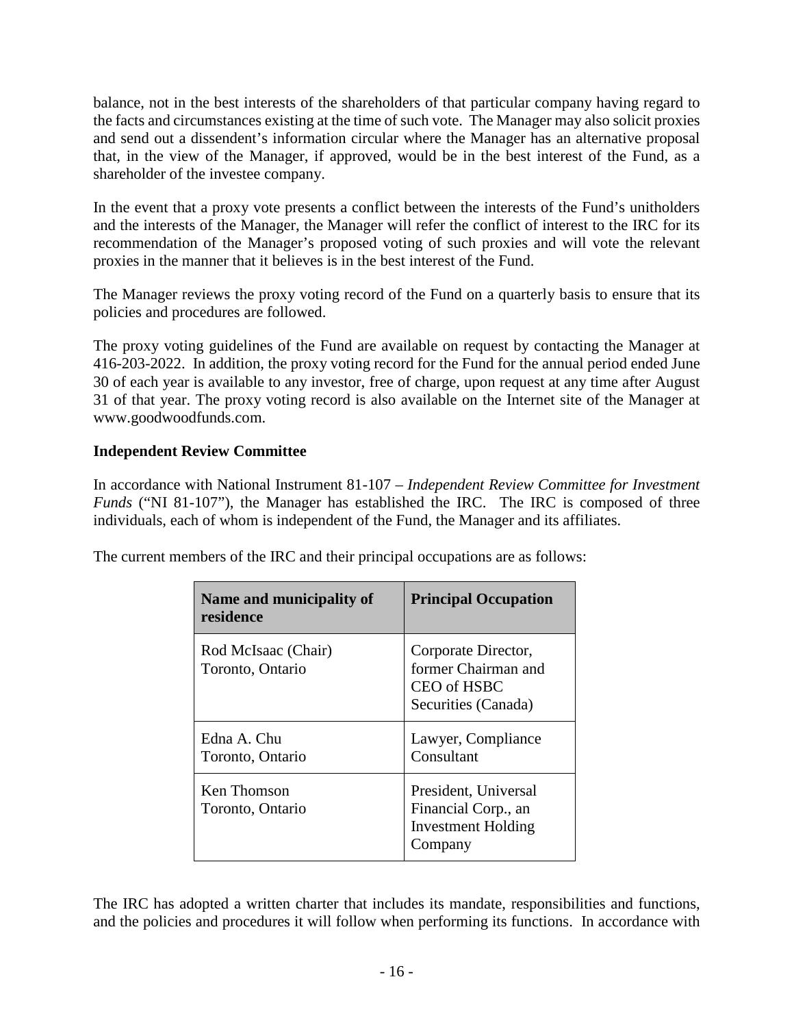balance, not in the best interests of the shareholders of that particular company having regard to the facts and circumstances existing at the time of such vote. The Manager may also solicit proxies and send out a dissendent's information circular where the Manager has an alternative proposal that, in the view of the Manager, if approved, would be in the best interest of the Fund, as a shareholder of the investee company.

In the event that a proxy vote presents a conflict between the interests of the Fund's unitholders and the interests of the Manager, the Manager will refer the conflict of interest to the IRC for its recommendation of the Manager's proposed voting of such proxies and will vote the relevant proxies in the manner that it believes is in the best interest of the Fund.

The Manager reviews the proxy voting record of the Fund on a quarterly basis to ensure that its policies and procedures are followed.

The proxy voting guidelines of the Fund are available on request by contacting the Manager at 416-203-2022. In addition, the proxy voting record for the Fund for the annual period ended June 30 of each year is available to any investor, free of charge, upon request at any time after August 31 of that year. The proxy voting record is also available on the Internet site of the Manager at www.goodwoodfunds.com.

**Independent Review Committee**

In accordance with National Instrument 81-107 – *Independent Review Committee for Investment Funds* ("NI 81-107"), the Manager has established the IRC. The IRC is composed of three individuals, each of whom is independent of the Fund, the Manager and its affiliates.

The current members of the IRC and their principal occupations are as follows:

| Name and municipality of residence | Principal Occupation |
| --- | --- |
| Rod McIsaac (Chair)<br>Toronto, Ontario | Corporate Director, former Chairman and CEO of HSBC Securities (Canada) |
| Edna A. Chu<br>Toronto, Ontario | Lawyer, Compliance Consultant |
| Ken Thomson<br>Toronto, Ontario | President, Universal Financial Corp., an Investment Holding Company |

The IRC has adopted a written charter that includes its mandate, responsibilities and functions, and the policies and procedures it will follow when performing its functions. In accordance with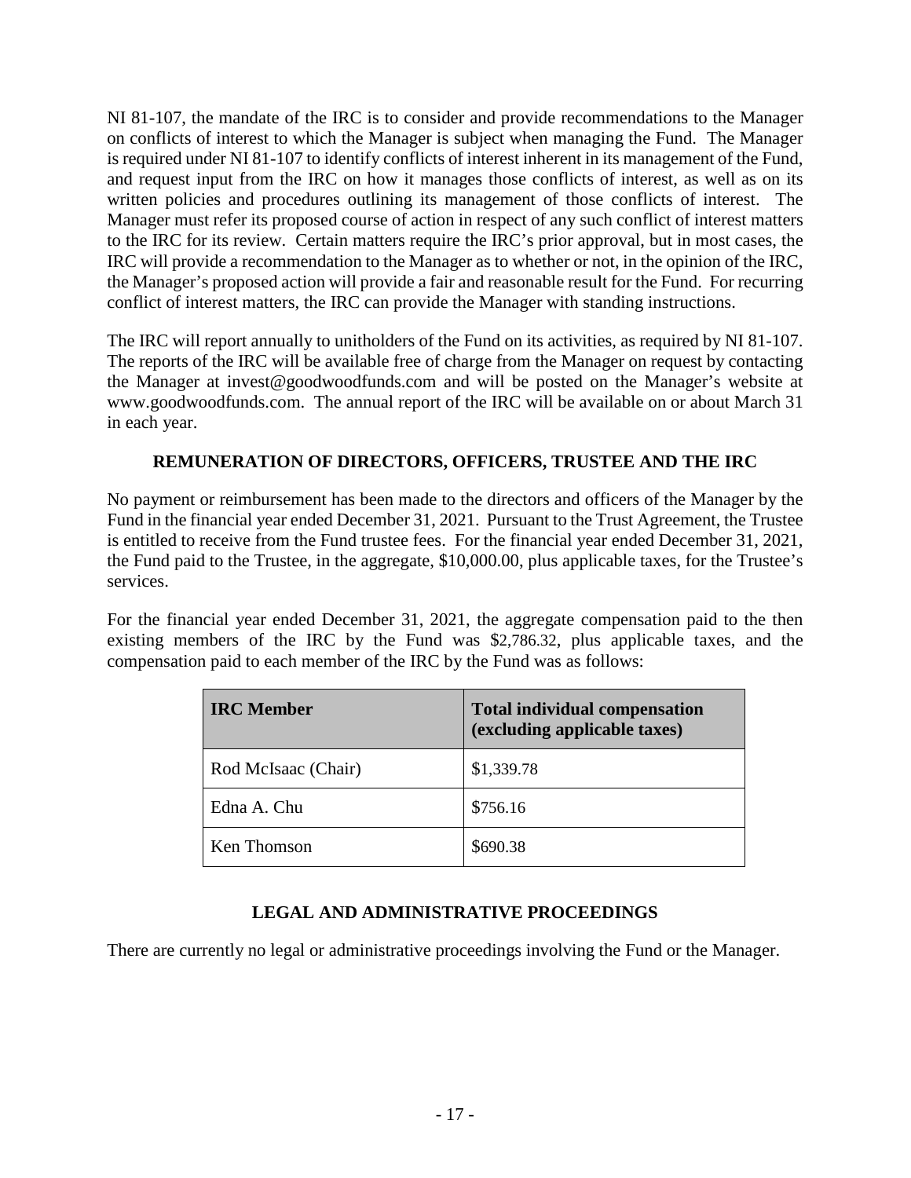NI 81-107, the mandate of the IRC is to consider and provide recommendations to the Manager on conflicts of interest to which the Manager is subject when managing the Fund. The Manager is required under NI 81-107 to identify conflicts of interest inherent in its management of the Fund, and request input from the IRC on how it manages those conflicts of interest, as well as on its written policies and procedures outlining its management of those conflicts of interest. The Manager must refer its proposed course of action in respect of any such conflict of interest matters to the IRC for its review. Certain matters require the IRC's prior approval, but in most cases, the IRC will provide a recommendation to the Manager as to whether or not, in the opinion of the IRC, the Manager's proposed action will provide a fair and reasonable result for the Fund. For recurring conflict of interest matters, the IRC can provide the Manager with standing instructions.

The IRC will report annually to unitholders of the Fund on its activities, as required by NI 81-107. The reports of the IRC will be available free of charge from the Manager on request by contacting the Manager at invest@goodwoodfunds.com and will be posted on the Manager's website at www.goodwoodfunds.com. The annual report of the IRC will be available on or about March 31 in each year.

## REMUNERATION OF DIRECTORS, OFFICERS, TRUSTEE AND THE IRC

No payment or reimbursement has been made to the directors and officers of the Manager by the Fund in the financial year ended December 31, 2021. Pursuant to the Trust Agreement, the Trustee is entitled to receive from the Fund trustee fees. For the financial year ended December 31, 2021, the Fund paid to the Trustee, in the aggregate, $10,000.00, plus applicable taxes, for the Trustee's services.

For the financial year ended December 31, 2021, the aggregate compensation paid to the then existing members of the IRC by the Fund was $2,786.32, plus applicable taxes, and the compensation paid to each member of the IRC by the Fund was as follows:

| IRC Member | Total individual compensation (excluding applicable taxes) |
| --- | --- |
| Rod McIsaac (Chair) | $1,339.78 |
| Edna A. Chu | $756.16 |
| Ken Thomson | $690.38 |

## LEGAL AND ADMINISTRATIVE PROCEEDINGS

There are currently no legal or administrative proceedings involving the Fund or the Manager.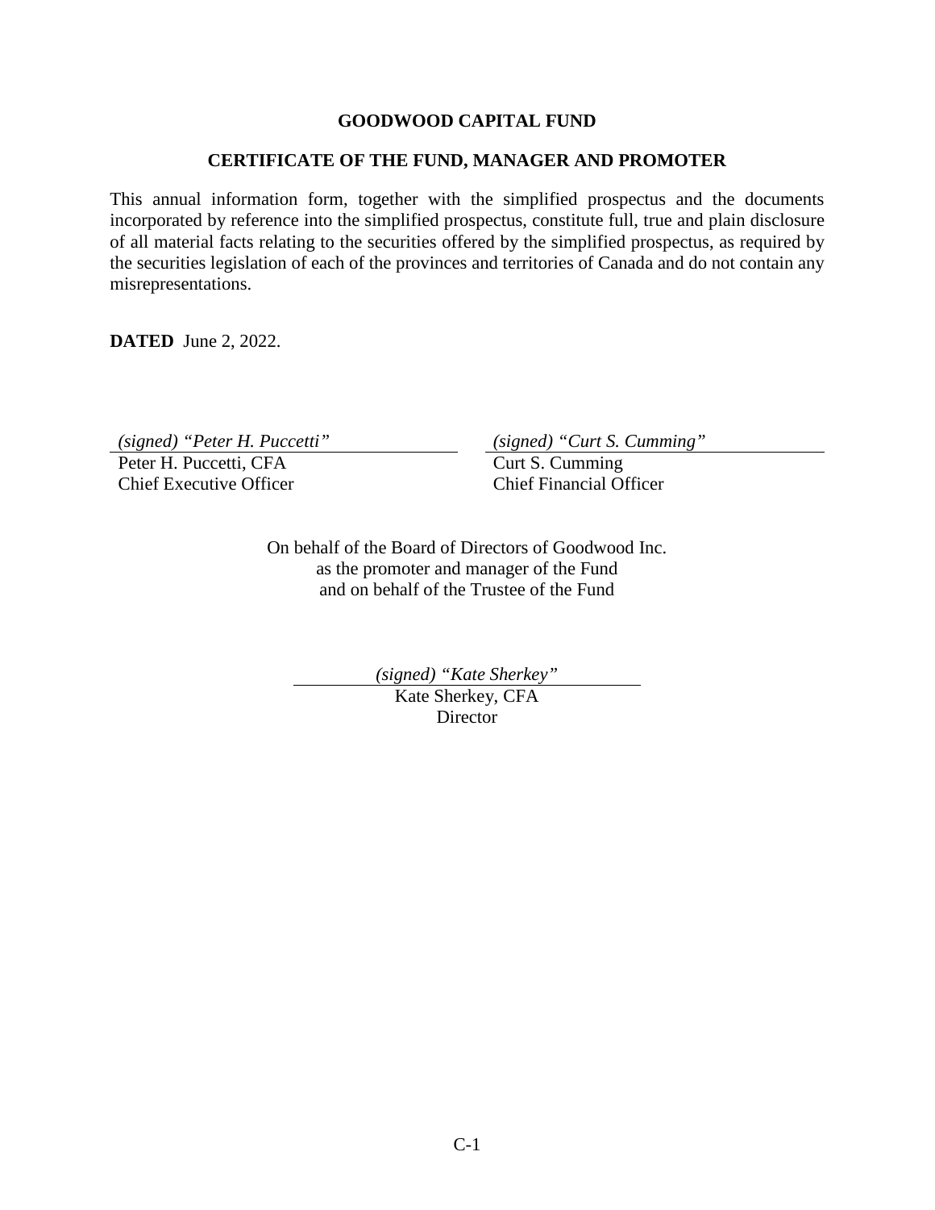**GOODWOOD CAPITAL FUND**

**CERTIFICATE OF THE FUND, MANAGER AND PROMOTER**

This annual information form, together with the simplified prospectus and the documents incorporated by reference into the simplified prospectus, constitute full, true and plain disclosure of all material facts relating to the securities offered by the simplified prospectus, as required by the securities legislation of each of the provinces and territories of Canada and do not contain any misrepresentations.

**DATED** June 2, 2022.

*(signed) "Peter H. Puccetti"*
Peter H. Puccetti, CFA
Chief Executive Officer

*(signed) "Curt S. Cumming"*
Curt S. Cumming
Chief Financial Officer

On behalf of the Board of Directors of Goodwood Inc.
as the promoter and manager of the Fund
and on behalf of the Trustee of the Fund

*(signed) "Kate Sherkey"*
Kate Sherkey, CFA
Director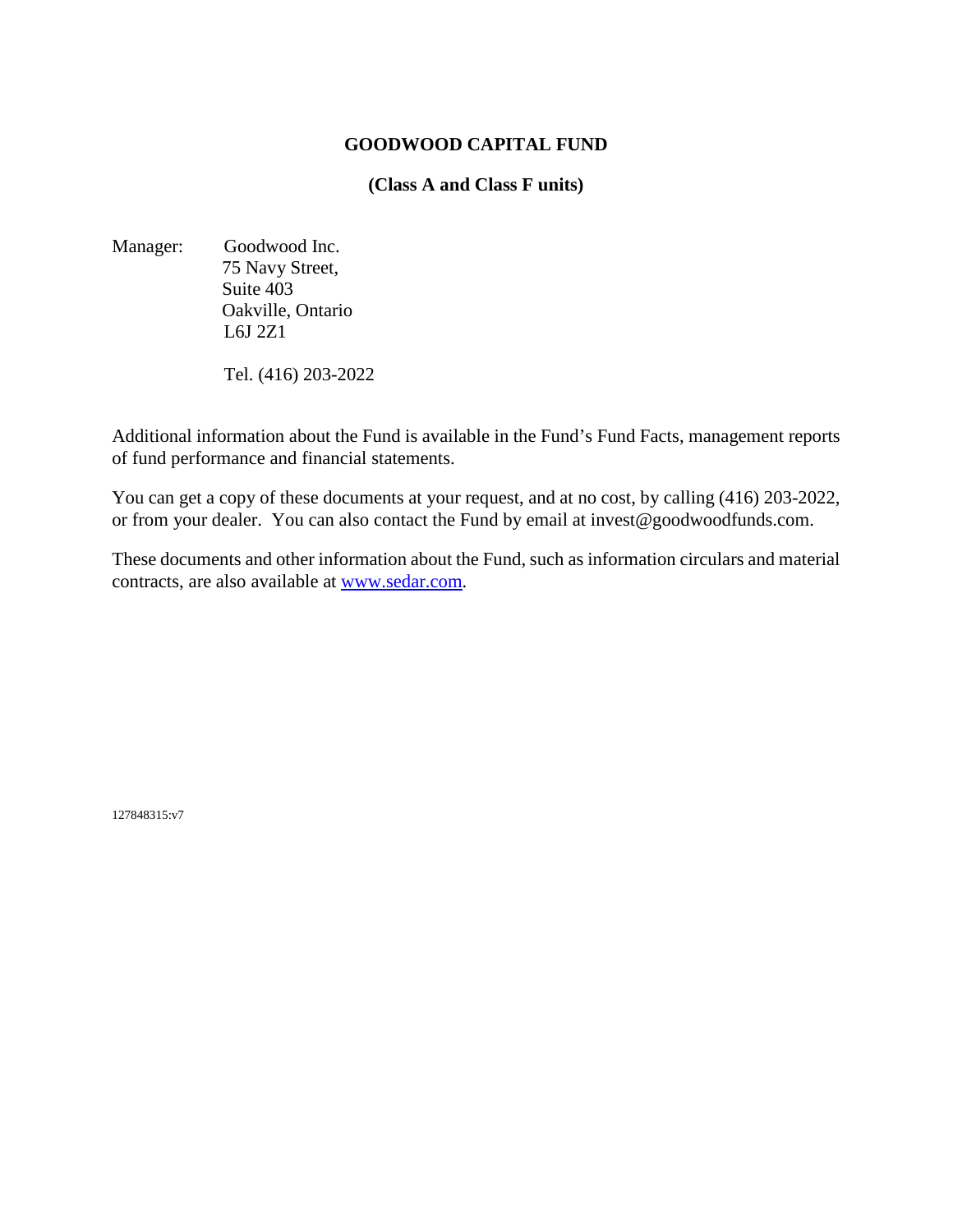**GOODWOOD CAPITAL FUND**

**(Class A and Class F units)**

Manager: Goodwood Inc.
75 Navy Street,
Suite 403
Oakville, Ontario
L6J 2Z1

Tel. (416) 203-2022

Additional information about the Fund is available in the Fund's Fund Facts, management reports of fund performance and financial statements.

You can get a copy of these documents at your request, and at no cost, by calling (416) 203-2022, or from your dealer. You can also contact the Fund by email at invest@goodwoodfunds.com.

These documents and other information about the Fund, such as information circulars and material contracts, are also available at [www.sedar.com](www.sedar.com).

127848315:v7